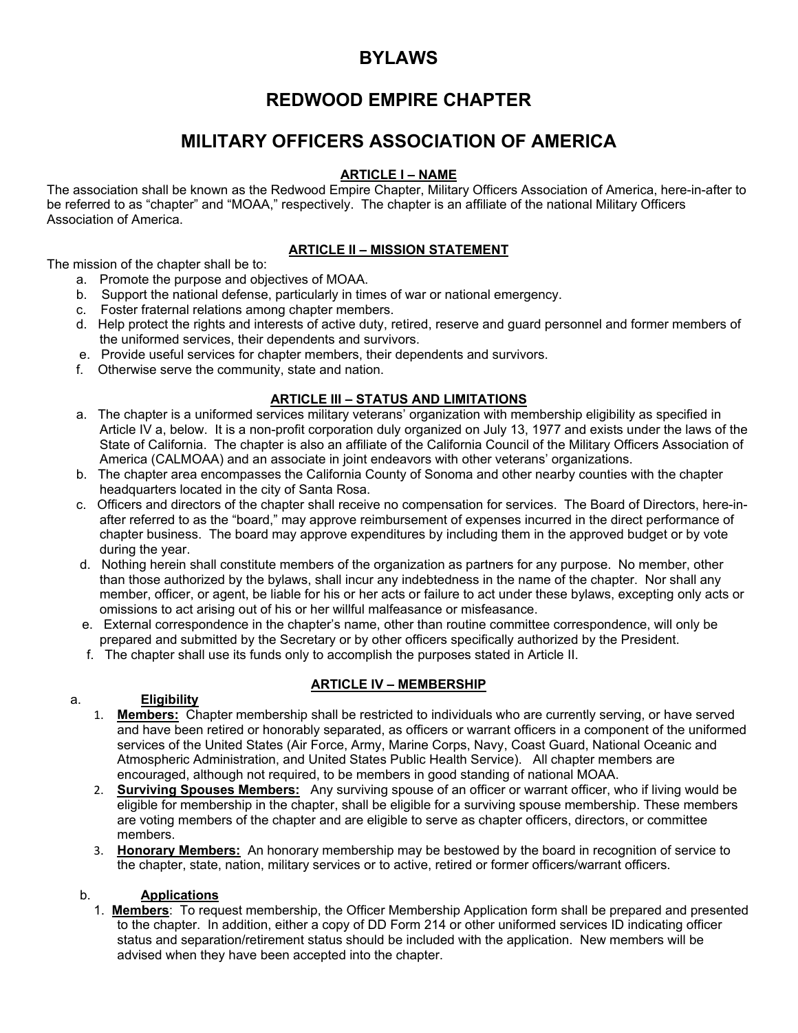# BYLAWS

# REDWOOD EMPIRE CHAPTER

# MILITARY OFFICERS ASSOCIATION OF AMERICA

## ARTICLE I – NAME

The association shall be known as the Redwood Empire Chapter, Military Officers Association of America, here-in-after to be referred to as "chapter" and "MOAA," respectively. The chapter is an affiliate of the national Military Officers Association of America.

## ARTICLE II – MISSION STATEMENT

The mission of the chapter shall be to:

a. Promote the purpose and objectives of MOAA.
b. Support the national defense, particularly in times of war or national emergency.
c. Foster fraternal relations among chapter members.
d. Help protect the rights and interests of active duty, retired, reserve and guard personnel and former members of the uniformed services, their dependents and survivors.
e. Provide useful services for chapter members, their dependents and survivors.
f. Otherwise serve the community, state and nation.

## ARTICLE III – STATUS AND LIMITATIONS

a. The chapter is a uniformed services military veterans' organization with membership eligibility as specified in Article IV a, below. It is a non-profit corporation duly organized on July 13, 1977 and exists under the laws of the State of California. The chapter is also an affiliate of the California Council of the Military Officers Association of America (CALMOAA) and an associate in joint endeavors with other veterans' organizations.
b. The chapter area encompasses the California County of Sonoma and other nearby counties with the chapter headquarters located in the city of Santa Rosa.
c. Officers and directors of the chapter shall receive no compensation for services. The Board of Directors, here-in-after referred to as the "board," may approve reimbursement of expenses incurred in the direct performance of chapter business. The board may approve expenditures by including them in the approved budget or by vote during the year.
d. Nothing herein shall constitute members of the organization as partners for any purpose. No member, other than those authorized by the bylaws, shall incur any indebtedness in the name of the chapter. Nor shall any member, officer, or agent, be liable for his or her acts or failure to act under these bylaws, excepting only acts or omissions to act arising out of his or her willful malfeasance or misfeasance.
e. External correspondence in the chapter's name, other than routine committee correspondence, will only be prepared and submitted by the Secretary or by other officers specifically authorized by the President.
f. The chapter shall use its funds only to accomplish the purposes stated in Article II.

## ARTICLE IV – MEMBERSHIP

a. **Eligibility**

1. **Members:** Chapter membership shall be restricted to individuals who are currently serving, or have served and have been retired or honorably separated, as officers or warrant officers in a component of the uniformed services of the United States (Air Force, Army, Marine Corps, Navy, Coast Guard, National Oceanic and Atmospheric Administration, and United States Public Health Service). All chapter members are encouraged, although not required, to be members in good standing of national MOAA.
2. **Surviving Spouses Members:** Any surviving spouse of an officer or warrant officer, who if living would be eligible for membership in the chapter, shall be eligible for a surviving spouse membership. These members are voting members of the chapter and are eligible to serve as chapter officers, directors, or committee members.
3. **Honorary Members:** An honorary membership may be bestowed by the board in recognition of service to the chapter, state, nation, military services or to active, retired or former officers/warrant officers.

b. **Applications**

1. **Members**: To request membership, the Officer Membership Application form shall be prepared and presented to the chapter. In addition, either a copy of DD Form 214 or other uniformed services ID indicating officer status and separation/retirement status should be included with the application. New members will be advised when they have been accepted into the chapter.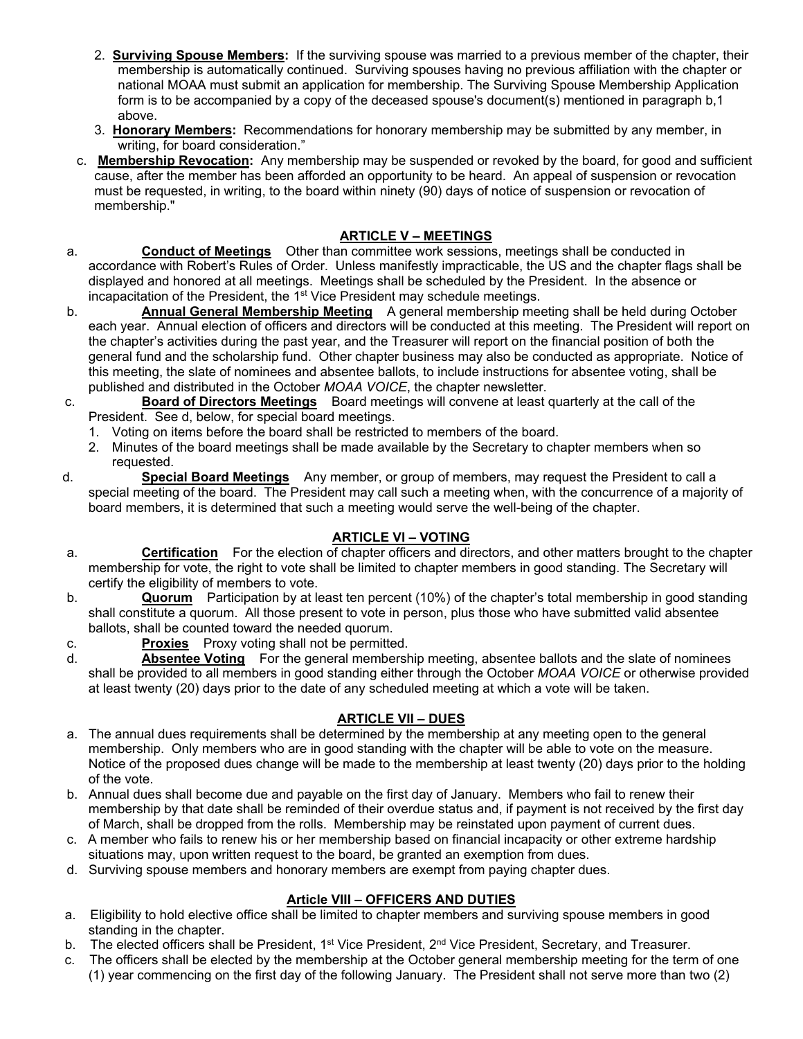2. **Surviving Spouse Members:** If the surviving spouse was married to a previous member of the chapter, their membership is automatically continued. Surviving spouses having no previous affiliation with the chapter or national MOAA must submit an application for membership. The Surviving Spouse Membership Application form is to be accompanied by a copy of the deceased spouse's document(s) mentioned in paragraph b,1 above.
3. **Honorary Members:** Recommendations for honorary membership may be submitted by any member, in writing, for board consideration."

c. **Membership Revocation:** Any membership may be suspended or revoked by the board, for good and sufficient cause, after the member has been afforded an opportunity to be heard. An appeal of suspension or revocation must be requested, in writing, to the board within ninety (90) days of notice of suspension or revocation of membership."

## ARTICLE V – MEETINGS

a. **Conduct of Meetings** Other than committee work sessions, meetings shall be conducted in accordance with Robert's Rules of Order. Unless manifestly impracticable, the US and the chapter flags shall be displayed and honored at all meetings. Meetings shall be scheduled by the President. In the absence or incapacitation of the President, the 1st Vice President may schedule meetings.

b. **Annual General Membership Meeting** A general membership meeting shall be held during October each year. Annual election of officers and directors will be conducted at this meeting. The President will report on the chapter's activities during the past year, and the Treasurer will report on the financial position of both the general fund and the scholarship fund. Other chapter business may also be conducted as appropriate. Notice of this meeting, the slate of nominees and absentee ballots, to include instructions for absentee voting, shall be published and distributed in the October *MOAA VOICE*, the chapter newsletter.

c. **Board of Directors Meetings** Board meetings will convene at least quarterly at the call of the President. See d, below, for special board meetings.
1. Voting on items before the board shall be restricted to members of the board.
2. Minutes of the board meetings shall be made available by the Secretary to chapter members when so requested.

d. **Special Board Meetings** Any member, or group of members, may request the President to call a special meeting of the board. The President may call such a meeting when, with the concurrence of a majority of board members, it is determined that such a meeting would serve the well-being of the chapter.

## ARTICLE VI – VOTING

a. **Certification** For the election of chapter officers and directors, and other matters brought to the chapter membership for vote, the right to vote shall be limited to chapter members in good standing. The Secretary will certify the eligibility of members to vote.

b. **Quorum** Participation by at least ten percent (10%) of the chapter's total membership in good standing shall constitute a quorum. All those present to vote in person, plus those who have submitted valid absentee ballots, shall be counted toward the needed quorum.

c. **Proxies** Proxy voting shall not be permitted.

d. **Absentee Voting** For the general membership meeting, absentee ballots and the slate of nominees shall be provided to all members in good standing either through the October *MOAA VOICE* or otherwise provided at least twenty (20) days prior to the date of any scheduled meeting at which a vote will be taken.

## ARTICLE VII – DUES

a. The annual dues requirements shall be determined by the membership at any meeting open to the general membership. Only members who are in good standing with the chapter will be able to vote on the measure. Notice of the proposed dues change will be made to the membership at least twenty (20) days prior to the holding of the vote.

b. Annual dues shall become due and payable on the first day of January. Members who fail to renew their membership by that date shall be reminded of their overdue status and, if payment is not received by the first day of March, shall be dropped from the rolls. Membership may be reinstated upon payment of current dues.

c. A member who fails to renew his or her membership based on financial incapacity or other extreme hardship situations may, upon written request to the board, be granted an exemption from dues.

d. Surviving spouse members and honorary members are exempt from paying chapter dues.

## Article VIII – OFFICERS AND DUTIES

a. Eligibility to hold elective office shall be limited to chapter members and surviving spouse members in good standing in the chapter.

b. The elected officers shall be President, 1st Vice President, 2nd Vice President, Secretary, and Treasurer.

c. The officers shall be elected by the membership at the October general membership meeting for the term of one (1) year commencing on the first day of the following January. The President shall not serve more than two (2)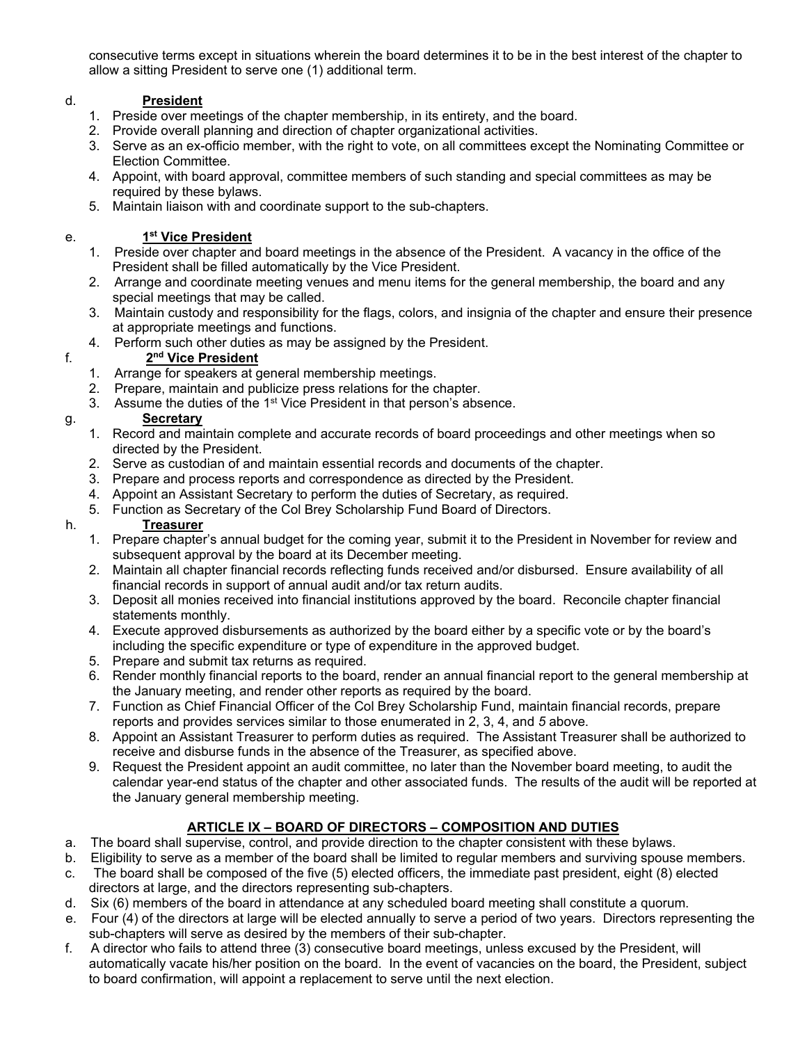consecutive terms except in situations wherein the board determines it to be in the best interest of the chapter to allow a sitting President to serve one (1) additional term.

d. **President**

1. Preside over meetings of the chapter membership, in its entirety, and the board.
2. Provide overall planning and direction of chapter organizational activities.
3. Serve as an ex-officio member, with the right to vote, on all committees except the Nominating Committee or Election Committee.
4. Appoint, with board approval, committee members of such standing and special committees as may be required by these bylaws.
5. Maintain liaison with and coordinate support to the sub-chapters.

e. **1st Vice President**

1. Preside over chapter and board meetings in the absence of the President. A vacancy in the office of the President shall be filled automatically by the Vice President.
2. Arrange and coordinate meeting venues and menu items for the general membership, the board and any special meetings that may be called.
3. Maintain custody and responsibility for the flags, colors, and insignia of the chapter and ensure their presence at appropriate meetings and functions.
4. Perform such other duties as may be assigned by the President.

f. **2nd Vice President**

1. Arrange for speakers at general membership meetings.
2. Prepare, maintain and publicize press relations for the chapter.
3. Assume the duties of the 1st Vice President in that person's absence.

g. **Secretary**

1. Record and maintain complete and accurate records of board proceedings and other meetings when so directed by the President.
2. Serve as custodian of and maintain essential records and documents of the chapter.
3. Prepare and process reports and correspondence as directed by the President.
4. Appoint an Assistant Secretary to perform the duties of Secretary, as required.
5. Function as Secretary of the Col Brey Scholarship Fund Board of Directors.

h. **Treasurer**

1. Prepare chapter's annual budget for the coming year, submit it to the President in November for review and subsequent approval by the board at its December meeting.
2. Maintain all chapter financial records reflecting funds received and/or disbursed. Ensure availability of all financial records in support of annual audit and/or tax return audits.
3. Deposit all monies received into financial institutions approved by the board. Reconcile chapter financial statements monthly.
4. Execute approved disbursements as authorized by the board either by a specific vote or by the board's including the specific expenditure or type of expenditure in the approved budget.
5. Prepare and submit tax returns as required.
6. Render monthly financial reports to the board, render an annual financial report to the general membership at the January meeting, and render other reports as required by the board.
7. Function as Chief Financial Officer of the Col Brey Scholarship Fund, maintain financial records, prepare reports and provides services similar to those enumerated in 2, 3, 4, and *5* above.
8. Appoint an Assistant Treasurer to perform duties as required. The Assistant Treasurer shall be authorized to receive and disburse funds in the absence of the Treasurer, as specified above.
9. Request the President appoint an audit committee, no later than the November board meeting, to audit the calendar year-end status of the chapter and other associated funds. The results of the audit will be reported at the January general membership meeting.

## ARTICLE IX – BOARD OF DIRECTORS – COMPOSITION AND DUTIES

a. The board shall supervise, control, and provide direction to the chapter consistent with these bylaws.
b. Eligibility to serve as a member of the board shall be limited to regular members and surviving spouse members.
c. The board shall be composed of the five (5) elected officers, the immediate past president, eight (8) elected directors at large, and the directors representing sub-chapters.
d. Six (6) members of the board in attendance at any scheduled board meeting shall constitute a quorum.
e. Four (4) of the directors at large will be elected annually to serve a period of two years. Directors representing the sub-chapters will serve as desired by the members of their sub-chapter.
f. A director who fails to attend three (3) consecutive board meetings, unless excused by the President, will automatically vacate his/her position on the board. In the event of vacancies on the board, the President, subject to board confirmation, will appoint a replacement to serve until the next election.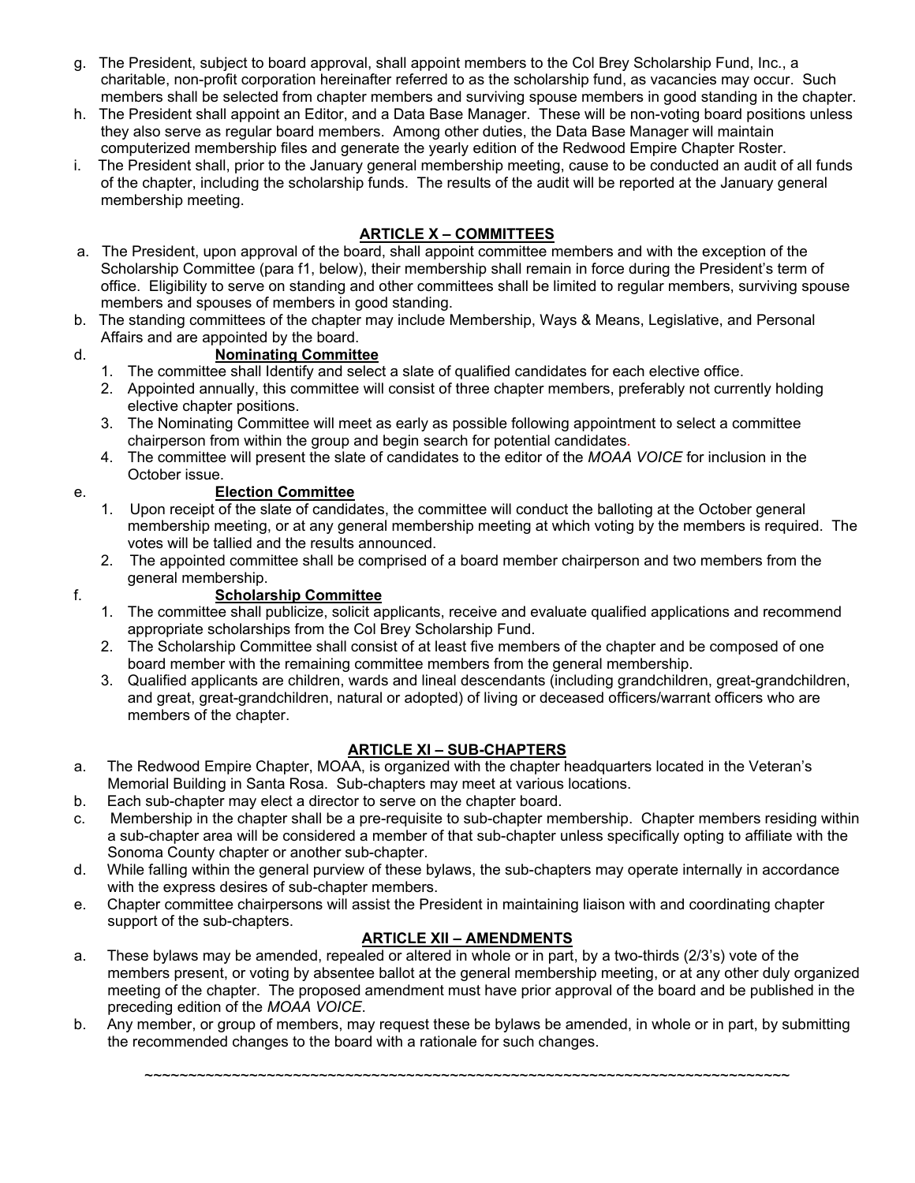g. The President, subject to board approval, shall appoint members to the Col Brey Scholarship Fund, Inc., a charitable, non-profit corporation hereinafter referred to as the scholarship fund, as vacancies may occur. Such members shall be selected from chapter members and surviving spouse members in good standing in the chapter.

h. The President shall appoint an Editor, and a Data Base Manager. These will be non-voting board positions unless they also serve as regular board members. Among other duties, the Data Base Manager will maintain computerized membership files and generate the yearly edition of the Redwood Empire Chapter Roster.

i. The President shall, prior to the January general membership meeting, cause to be conducted an audit of all funds of the chapter, including the scholarship funds. The results of the audit will be reported at the January general membership meeting.

## ARTICLE X – COMMITTEES

a. The President, upon approval of the board, shall appoint committee members and with the exception of the Scholarship Committee (para f1, below), their membership shall remain in force during the President's term of office. Eligibility to serve on standing and other committees shall be limited to regular members, surviving spouse members and spouses of members in good standing.

b. The standing committees of the chapter may include Membership, Ways & Means, Legislative, and Personal Affairs and are appointed by the board.

d. **Nominating Committee**

1. The committee shall Identify and select a slate of qualified candidates for each elective office.
2. Appointed annually, this committee will consist of three chapter members, preferably not currently holding elective chapter positions.
3. The Nominating Committee will meet as early as possible following appointment to select a committee chairperson from within the group and begin search for potential candidates.
4. The committee will present the slate of candidates to the editor of the *MOAA VOICE* for inclusion in the October issue.

e. **Election Committee**

1. Upon receipt of the slate of candidates, the committee will conduct the balloting at the October general membership meeting, or at any general membership meeting at which voting by the members is required. The votes will be tallied and the results announced.
2. The appointed committee shall be comprised of a board member chairperson and two members from the general membership.

f. **Scholarship Committee**

1. The committee shall publicize, solicit applicants, receive and evaluate qualified applications and recommend appropriate scholarships from the Col Brey Scholarship Fund.
2. The Scholarship Committee shall consist of at least five members of the chapter and be composed of one board member with the remaining committee members from the general membership.
3. Qualified applicants are children, wards and lineal descendants (including grandchildren, great-grandchildren, and great, great-grandchildren, natural or adopted) of living or deceased officers/warrant officers who are members of the chapter.

## ARTICLE XI – SUB-CHAPTERS

a. The Redwood Empire Chapter, MOAA, is organized with the chapter headquarters located in the Veteran's Memorial Building in Santa Rosa. Sub-chapters may meet at various locations.

b. Each sub-chapter may elect a director to serve on the chapter board.

c. Membership in the chapter shall be a pre-requisite to sub-chapter membership. Chapter members residing within a sub-chapter area will be considered a member of that sub-chapter unless specifically opting to affiliate with the Sonoma County chapter or another sub-chapter.

d. While falling within the general purview of these bylaws, the sub-chapters may operate internally in accordance with the express desires of sub-chapter members.

e. Chapter committee chairpersons will assist the President in maintaining liaison with and coordinating chapter support of the sub-chapters.

## ARTICLE XII – AMENDMENTS

a. These bylaws may be amended, repealed or altered in whole or in part, by a two-thirds (2/3's) vote of the members present, or voting by absentee ballot at the general membership meeting, or at any other duly organized meeting of the chapter. The proposed amendment must have prior approval of the board and be published in the preceding edition of the *MOAA VOICE*.

b. Any member, or group of members, may request these be bylaws be amended, in whole or in part, by submitting the recommended changes to the board with a rationale for such changes.

~~~~~~~~~~~~~~~~~~~~~~~~~~~~~~~~~~~~~~~~~~~~~~~~~~~~~~~~~~~~~~~~~~~~~~~~~~~~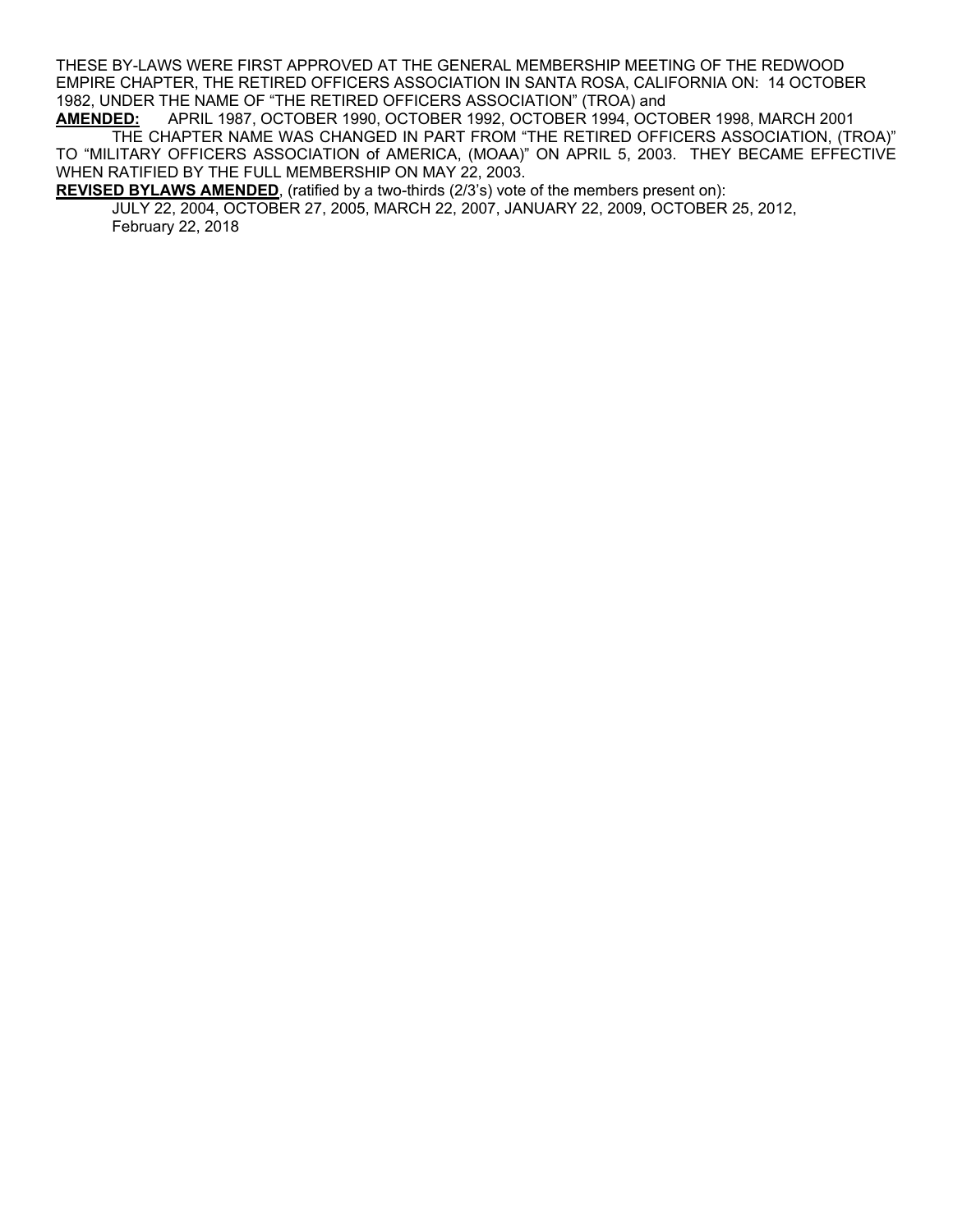THESE BY-LAWS WERE FIRST APPROVED AT THE GENERAL MEMBERSHIP MEETING OF THE REDWOOD EMPIRE CHAPTER, THE RETIRED OFFICERS ASSOCIATION IN SANTA ROSA, CALIFORNIA ON: 14 OCTOBER 1982, UNDER THE NAME OF "THE RETIRED OFFICERS ASSOCIATION" (TROA) and

**AMENDED:** APRIL 1987, OCTOBER 1990, OCTOBER 1992, OCTOBER 1994, OCTOBER 1998, MARCH 2001

THE CHAPTER NAME WAS CHANGED IN PART FROM "THE RETIRED OFFICERS ASSOCIATION, (TROA)" TO "MILITARY OFFICERS ASSOCIATION of AMERICA, (MOAA)" ON APRIL 5, 2003. THEY BECAME EFFECTIVE WHEN RATIFIED BY THE FULL MEMBERSHIP ON MAY 22, 2003.

**REVISED BYLAWS AMENDED**, (ratified by a two-thirds (2/3's) vote of the members present on):

JULY 22, 2004, OCTOBER 27, 2005, MARCH 22, 2007, JANUARY 22, 2009, OCTOBER 25, 2012, February 22, 2018